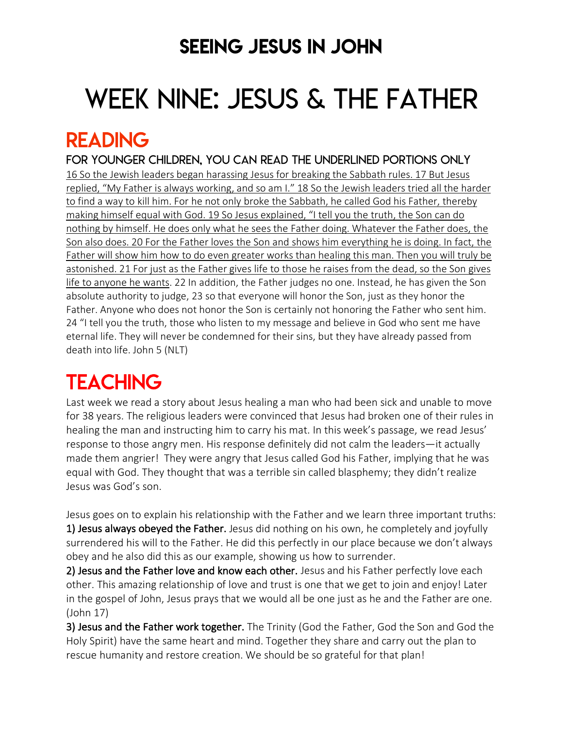# SEEING JESUS IN JOHN

# WEEK NINE: JESUS & THE FATHER

## READING

### FOR YOUNGER CHILDREN, YOU CAN READ THE UNDERLINED PORTIONS ONLY

<u>16 So the Jewish leaders began harassing Jesus for breaking the Sabbath rules. 17 But Jesus replied, "My Father is always working, and so am I." 18 So the Jewish leaders tried all the harder to find a way to kill him. For he not only broke the Sabbath, he called God his Father, thereby making himself equal with God. 19 So Jesus explained, "I tell you the truth, the Son can do nothing by himself. He does only what he sees the Father doing. Whatever the Father does, the Son also does. 20 For the Father loves the Son and shows him everything he is doing. In fact, the Father will show him how to do even greater works than healing this man. Then you will truly be astonished. 21 For just as the Father gives life to those he raises from the dead, so the Son gives life to anyone he wants</u>. 22 In addition, the Father judges no one. Instead, he has given the Son absolute authority to judge, 23 so that everyone will honor the Son, just as they honor the Father. Anyone who does not honor the Son is certainly not honoring the Father who sent him. 24 "I tell you the truth, those who listen to my message and believe in God who sent me have eternal life. They will never be condemned for their sins, but they have already passed from death into life. John 5 (NLT)

## TEACHING

Last week we read a story about Jesus healing a man who had been sick and unable to move for 38 years. The religious leaders were convinced that Jesus had broken one of their rules in healing the man and instructing him to carry his mat. In this week's passage, we read Jesus' response to those angry men. His response definitely did not calm the leaders—it actually made them angrier! They were angry that Jesus called God his Father, implying that he was equal with God. They thought that was a terrible sin called blasphemy; they didn't realize Jesus was God's son.

Jesus goes on to explain his relationship with the Father and we learn three important truths:

**1) Jesus always obeyed the Father.** Jesus did nothing on his own, he completely and joyfully surrendered his will to the Father. He did this perfectly in our place because we don't always obey and he also did this as our example, showing us how to surrender.

**2) Jesus and the Father love and know each other.** Jesus and his Father perfectly love each other. This amazing relationship of love and trust is one that we get to join and enjoy! Later in the gospel of John, Jesus prays that we would all be one just as he and the Father are one. (John 17)

**3) Jesus and the Father work together.** The Trinity (God the Father, God the Son and God the Holy Spirit) have the same heart and mind. Together they share and carry out the plan to rescue humanity and restore creation. We should be so grateful for that plan!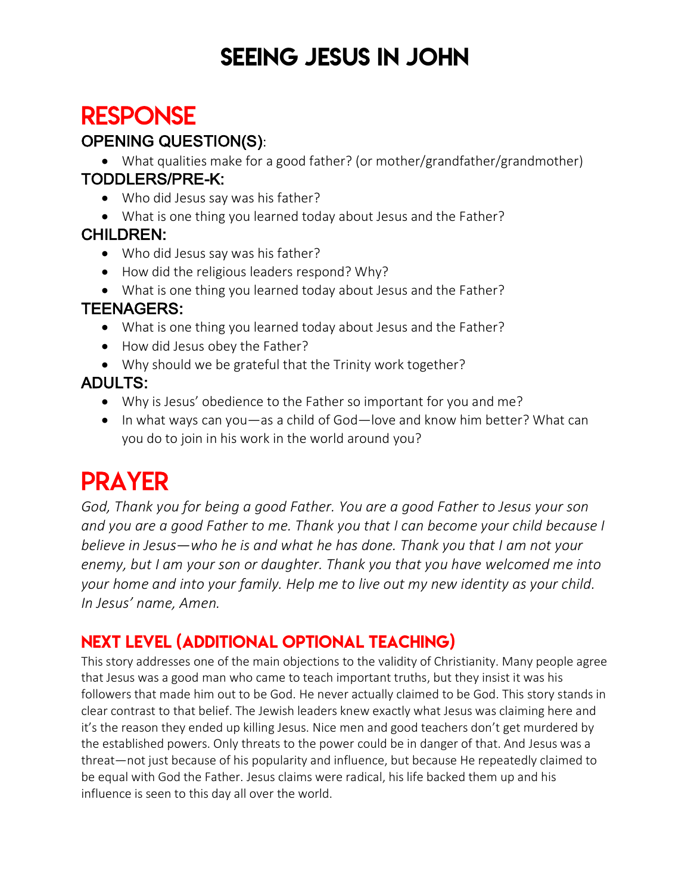# SEEING JESUS IN JOHN

## RESPONSE

### OPENING QUESTION(S):

- What qualities make for a good father? (or mother/grandfather/grandmother)

### TODDLERS/PRE-K:

- Who did Jesus say was his father?
- What is one thing you learned today about Jesus and the Father?

### CHILDREN:

- Who did Jesus say was his father?
- How did the religious leaders respond? Why?
- What is one thing you learned today about Jesus and the Father?

### TEENAGERS:

- What is one thing you learned today about Jesus and the Father?
- How did Jesus obey the Father?
- Why should we be grateful that the Trinity work together?

### ADULTS:

- Why is Jesus' obedience to the Father so important for you and me?
- In what ways can you—as a child of God—love and know him better? What can you do to join in his work in the world around you?

## PRAYER

*God, Thank you for being a good Father. You are a good Father to Jesus your son and you are a good Father to me. Thank you that I can become your child because I believe in Jesus—who he is and what he has done. Thank you that I am not your enemy, but I am your son or daughter. Thank you that you have welcomed me into your home and into your family. Help me to live out my new identity as your child. In Jesus' name, Amen.*

### NEXT LEVEL (ADDITIONAL OPTIONAL TEACHING)

This story addresses one of the main objections to the validity of Christianity. Many people agree that Jesus was a good man who came to teach important truths, but they insist it was his followers that made him out to be God. He never actually claimed to be God. This story stands in clear contrast to that belief. The Jewish leaders knew exactly what Jesus was claiming here and it's the reason they ended up killing Jesus. Nice men and good teachers don't get murdered by the established powers. Only threats to the power could be in danger of that. And Jesus was a threat—not just because of his popularity and influence, but because He repeatedly claimed to be equal with God the Father. Jesus claims were radical, his life backed them up and his influence is seen to this day all over the world.